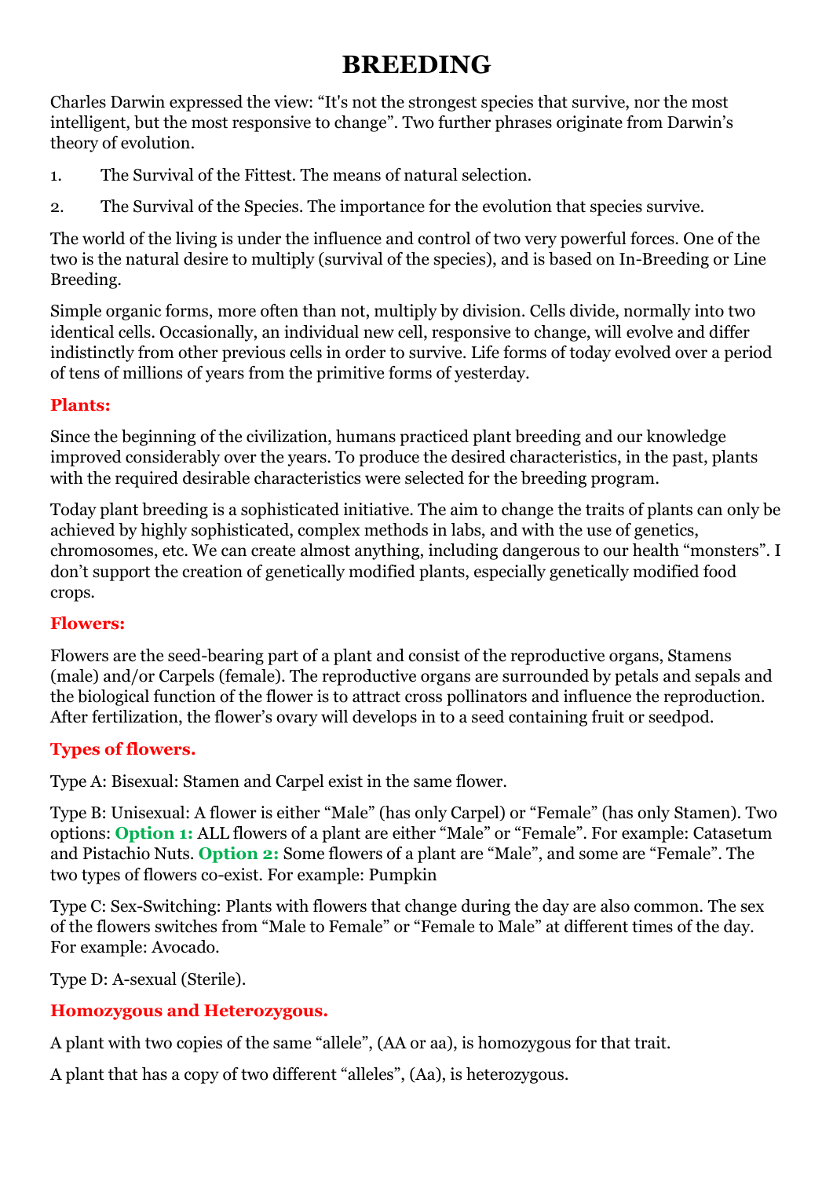# BREEDING

Charles Darwin expressed the view: "It's not the strongest species that survive, nor the most intelligent, but the most responsive to change". Two further phrases originate from Darwin's theory of evolution.

1. The Survival of the Fittest. The means of natural selection.
2. The Survival of the Species. The importance for the evolution that species survive.

The world of the living is under the influence and control of two very powerful forces. One of the two is the natural desire to multiply (survival of the species), and is based on In-Breeding or Line Breeding.

Simple organic forms, more often than not, multiply by division. Cells divide, normally into two identical cells. Occasionally, an individual new cell, responsive to change, will evolve and differ indistinctly from other previous cells in order to survive. Life forms of today evolved over a period of tens of millions of years from the primitive forms of yesterday.

### Plants:

Since the beginning of the civilization, humans practiced plant breeding and our knowledge improved considerably over the years. To produce the desired characteristics, in the past, plants with the required desirable characteristics were selected for the breeding program.

Today plant breeding is a sophisticated initiative. The aim to change the traits of plants can only be achieved by highly sophisticated, complex methods in labs, and with the use of genetics, chromosomes, etc. We can create almost anything, including dangerous to our health "monsters". I don't support the creation of genetically modified plants, especially genetically modified food crops.

### Flowers:

Flowers are the seed-bearing part of a plant and consist of the reproductive organs, Stamens (male) and/or Carpels (female). The reproductive organs are surrounded by petals and sepals and the biological function of the flower is to attract cross pollinators and influence the reproduction. After fertilization, the flower's ovary will develops in to a seed containing fruit or seedpod.

### Types of flowers.

Type A: Bisexual: Stamen and Carpel exist in the same flower.

Type B: Unisexual: A flower is either "Male" (has only Carpel) or "Female" (has only Stamen). Two options: **Option 1:** ALL flowers of a plant are either "Male" or "Female". For example: Catasetum and Pistachio Nuts. **Option 2:** Some flowers of a plant are "Male", and some are "Female". The two types of flowers co-exist. For example: Pumpkin

Type C: Sex-Switching: Plants with flowers that change during the day are also common. The sex of the flowers switches from "Male to Female" or "Female to Male" at different times of the day. For example: Avocado.

Type D: A-sexual (Sterile).

### Homozygous and Heterozygous.

A plant with two copies of the same "allele", (AA or aa), is homozygous for that trait.

A plant that has a copy of two different "alleles", (Aa), is heterozygous.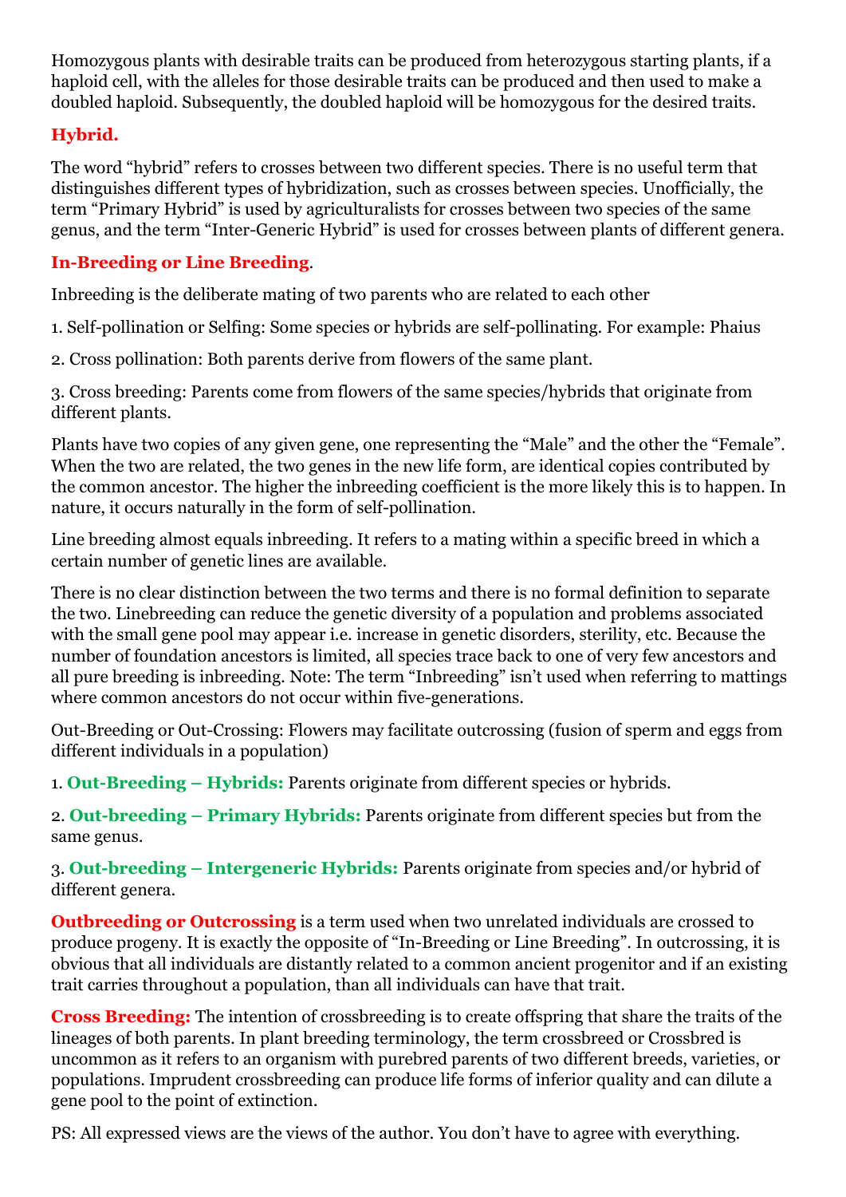Homozygous plants with desirable traits can be produced from heterozygous starting plants, if a haploid cell, with the alleles for those desirable traits can be produced and then used to make a doubled haploid. Subsequently, the doubled haploid will be homozygous for the desired traits.

## Hybrid.

The word "hybrid" refers to crosses between two different species. There is no useful term that distinguishes different types of hybridization, such as crosses between species. Unofficially, the term "Primary Hybrid" is used by agriculturalists for crosses between two species of the same genus, and the term "Inter-Generic Hybrid" is used for crosses between plants of different genera.

## In-Breeding or Line Breeding.

Inbreeding is the deliberate mating of two parents who are related to each other

1. Self-pollination or Selfing: Some species or hybrids are self-pollinating. For example: Phaius

2. Cross pollination: Both parents derive from flowers of the same plant.

3. Cross breeding: Parents come from flowers of the same species/hybrids that originate from different plants.

Plants have two copies of any given gene, one representing the "Male" and the other the "Female". When the two are related, the two genes in the new life form, are identical copies contributed by the common ancestor. The higher the inbreeding coefficient is the more likely this is to happen. In nature, it occurs naturally in the form of self-pollination.

Line breeding almost equals inbreeding. It refers to a mating within a specific breed in which a certain number of genetic lines are available.

There is no clear distinction between the two terms and there is no formal definition to separate the two. Linebreeding can reduce the genetic diversity of a population and problems associated with the small gene pool may appear i.e. increase in genetic disorders, sterility, etc. Because the number of foundation ancestors is limited, all species trace back to one of very few ancestors and all pure breeding is inbreeding. Note: The term "Inbreeding" isn't used when referring to mattings where common ancestors do not occur within five-generations.

Out-Breeding or Out-Crossing: Flowers may facilitate outcrossing (fusion of sperm and eggs from different individuals in a population)

1. **Out-Breeding – Hybrids:** Parents originate from different species or hybrids.

2. **Out-breeding – Primary Hybrids:** Parents originate from different species but from the same genus.

3. **Out-breeding – Intergeneric Hybrids:** Parents originate from species and/or hybrid of different genera.

**Outbreeding or Outcrossing** is a term used when two unrelated individuals are crossed to produce progeny. It is exactly the opposite of "In-Breeding or Line Breeding". In outcrossing, it is obvious that all individuals are distantly related to a common ancient progenitor and if an existing trait carries throughout a population, than all individuals can have that trait.

**Cross Breeding:** The intention of crossbreeding is to create offspring that share the traits of the lineages of both parents. In plant breeding terminology, the term crossbreed or Crossbred is uncommon as it refers to an organism with purebred parents of two different breeds, varieties, or populations. Imprudent crossbreeding can produce life forms of inferior quality and can dilute a gene pool to the point of extinction.

PS: All expressed views are the views of the author. You don't have to agree with everything.